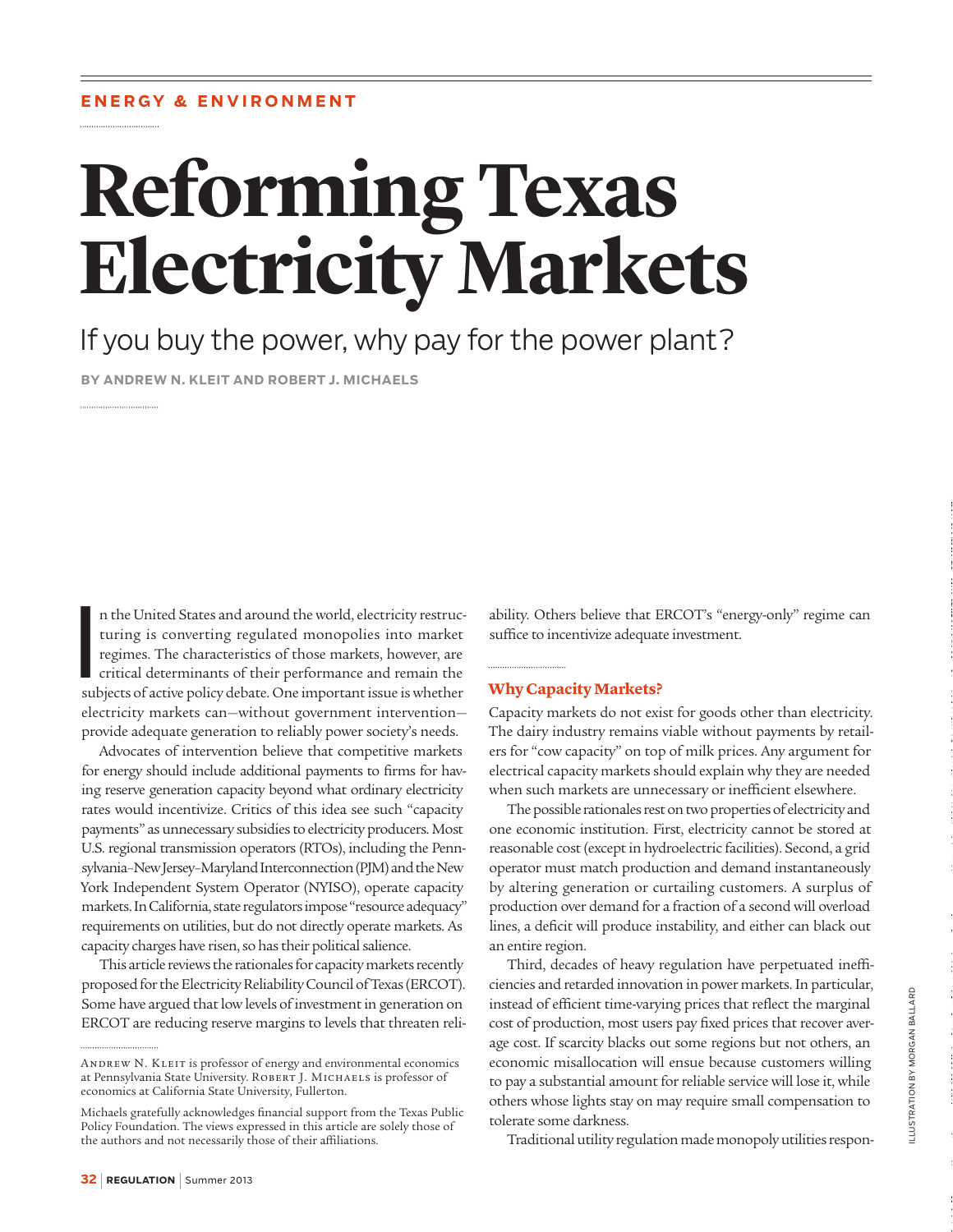ENERGY & ENVIRONMENT

# Reforming Texas Electricity Markets

## If you buy the power, why pay for the power plant?

**BY ANDREW N. KLEIT AND ROBERT J. MICHAELS**

In the United States and around the world, electricity restructuring is converting regulated monopolies into market regimes. The characteristics of those markets, however, are critical determinants of their performance and remain the subjects of active policy debate. One important issue is whether electricity markets can—without government intervention—provide adequate generation to reliably power society's needs.

Advocates of intervention believe that competitive markets for energy should include additional payments to firms for having reserve generation capacity beyond what ordinary electricity rates would incentivize. Critics of this idea see such "capacity payments" as unnecessary subsidies to electricity producers. Most U.S. regional transmission operators (RTOs), including the Pennsylvania–New Jersey–Maryland Interconnection (PJM) and the New York Independent System Operator (NYISO), operate capacity markets. In California, state regulators impose "resource adequacy" requirements on utilities, but do not directly operate markets. As capacity charges have risen, so has their political salience.

This article reviews the rationales for capacity markets recently proposed for the Electricity Reliability Council of Texas (ERCOT). Some have argued that low levels of investment in generation on ERCOT are reducing reserve margins to levels that threaten reliability. Others believe that ERCOT's "energy-only" regime can suffice to incentivize adequate investment.

ANDREW N. KLEIT is professor of energy and environmental economics at Pennsylvania State University. ROBERT J. MICHAELS is professor of economics at California State University, Fullerton.

Michaels gratefully acknowledges financial support from the Texas Public Policy Foundation. The views expressed in this article are solely those of the authors and not necessarily those of their affiliations.

### Why Capacity Markets?

Capacity markets do not exist for goods other than electricity. The dairy industry remains viable without payments by retailers for "cow capacity" on top of milk prices. Any argument for electrical capacity markets should explain why they are needed when such markets are unnecessary or inefficient elsewhere.

The possible rationales rest on two properties of electricity and one economic institution. First, electricity cannot be stored at reasonable cost (except in hydroelectric facilities). Second, a grid operator must match production and demand instantaneously by altering generation or curtailing customers. A surplus of production over demand for a fraction of a second will overload lines, a deficit will produce instability, and either can black out an entire region.

Third, decades of heavy regulation have perpetuated inefficiencies and retarded innovation in power markets. In particular, instead of efficient time-varying prices that reflect the marginal cost of production, most users pay fixed prices that recover average cost. If scarcity blacks out some regions but not others, an economic misallocation will ensue because customers willing to pay a substantial amount for reliable service will lose it, while others whose lights stay on may require small compensation to tolerate some darkness.

Traditional utility regulation made monopoly utilities respon-

ILLUSTRATION BY MORGAN BALLARD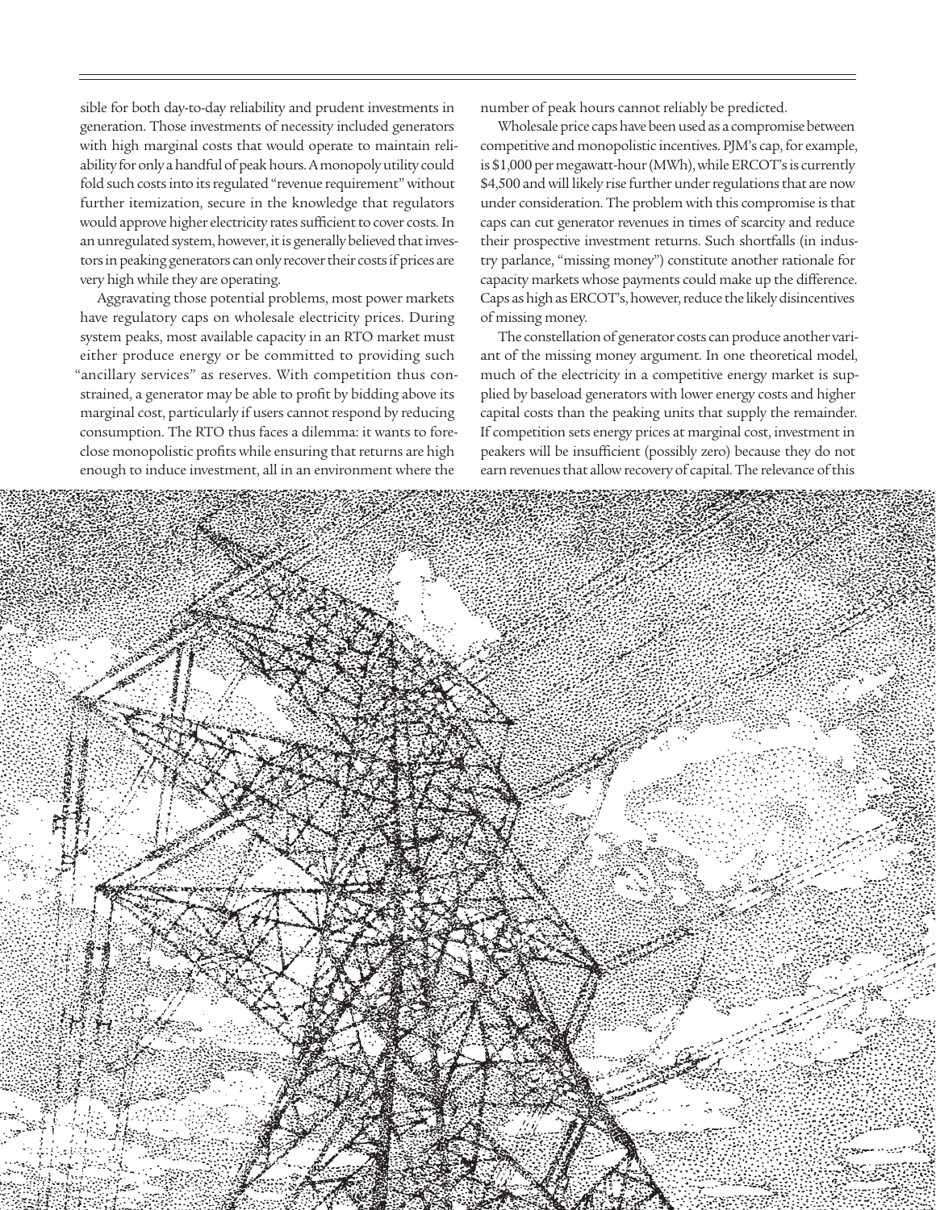sible for both day-to-day reliability and prudent investments in generation. Those investments of necessity included generators with high marginal costs that would operate to maintain reliability for only a handful of peak hours. A monopoly utility could fold such costs into its regulated "revenue requirement" without further itemization, secure in the knowledge that regulators would approve higher electricity rates sufficient to cover costs. In an unregulated system, however, it is generally believed that investors in peaking generators can only recover their costs if prices are very high while they are operating.

Aggravating those potential problems, most power markets have regulatory caps on wholesale electricity prices. During system peaks, most available capacity in an RTO market must either produce energy or be committed to providing such "ancillary services" as reserves. With competition thus constrained, a generator may be able to profit by bidding above its marginal cost, particularly if users cannot respond by reducing consumption. The RTO thus faces a dilemma: it wants to foreclose monopolistic profits while ensuring that returns are high enough to induce investment, all in an environment where the number of peak hours cannot reliably be predicted.

Wholesale price caps have been used as a compromise between competitive and monopolistic incentives. PJM's cap, for example, is $1,000 per megawatt-hour (MWh), while ERCOT's is currently $4,500 and will likely rise further under regulations that are now under consideration. The problem with this compromise is that caps can cut generator revenues in times of scarcity and reduce their prospective investment returns. Such shortfalls (in industry parlance, "missing money") constitute another rationale for capacity markets whose payments could make up the difference. Caps as high as ERCOT's, however, reduce the likely disincentives of missing money.

The constellation of generator costs can produce another variant of the missing money argument. In one theoretical model, much of the electricity in a competitive energy market is supplied by baseload generators with lower energy costs and higher capital costs than the peaking units that supply the remainder. If competition sets energy prices at marginal cost, investment in peakers will be insufficient (possibly zero) because they do not earn revenues that allow recovery of capital. The relevance of this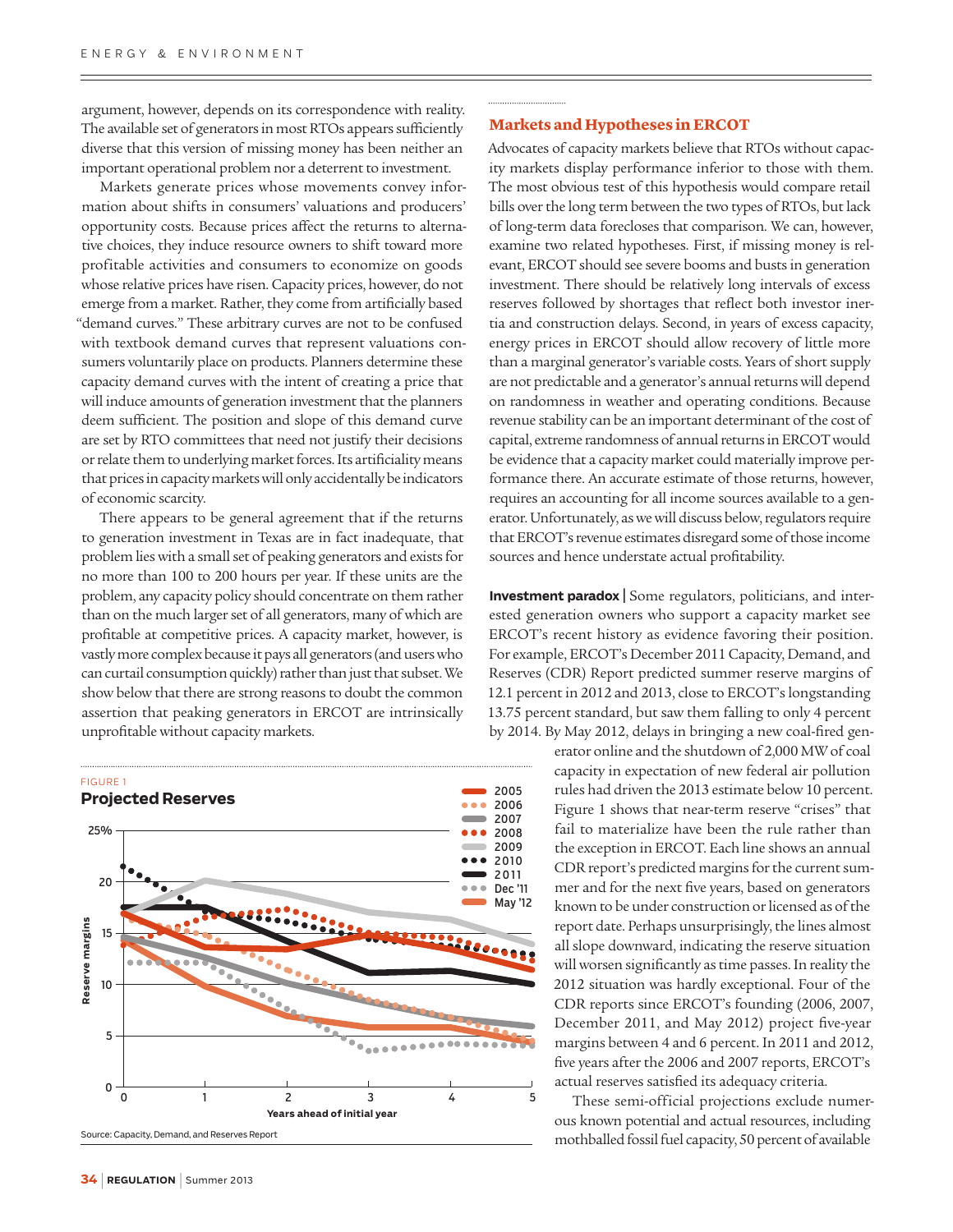argument, however, depends on its correspondence with reality. The available set of generators in most RTOs appears sufficiently diverse that this version of missing money has been neither an important operational problem nor a deterrent to investment.

Markets generate prices whose movements convey information about shifts in consumers' valuations and producers' opportunity costs. Because prices affect the returns to alternative choices, they induce resource owners to shift toward more profitable activities and consumers to economize on goods whose relative prices have risen. Capacity prices, however, do not emerge from a market. Rather, they come from artificially based "demand curves." These arbitrary curves are not to be confused with textbook demand curves that represent valuations consumers voluntarily place on products. Planners determine these capacity demand curves with the intent of creating a price that will induce amounts of generation investment that the planners deem sufficient. The position and slope of this demand curve are set by RTO committees that need not justify their decisions or relate them to underlying market forces. Its artificiality means that prices in capacity markets will only accidentally be indicators of economic scarcity.

There appears to be general agreement that if the returns to generation investment in Texas are in fact inadequate, that problem lies with a small set of peaking generators and exists for no more than 100 to 200 hours per year. If these units are the problem, any capacity policy should concentrate on them rather than on the much larger set of all generators, many of which are profitable at competitive prices. A capacity market, however, is vastly more complex because it pays all generators (and users who can curtail consumption quickly) rather than just that subset. We show below that there are strong reasons to doubt the common assertion that peaking generators in ERCOT are intrinsically unprofitable without capacity markets.

FIGURE 1

**Projected Reserves**

Source: Capacity, Demand, and Reserves Report

## Markets and Hypotheses in ERCOT

Advocates of capacity markets believe that RTOs without capacity markets display performance inferior to those with them. The most obvious test of this hypothesis would compare retail bills over the long term between the two types of RTOs, but lack of long-term data forecloses that comparison. We can, however, examine two related hypotheses. First, if missing money is relevant, ERCOT should see severe booms and busts in generation investment. There should be relatively long intervals of excess reserves followed by shortages that reflect both investor inertia and construction delays. Second, in years of excess capacity, energy prices in ERCOT should allow recovery of little more than a marginal generator's variable costs. Years of short supply are not predictable and a generator's annual returns will depend on randomness in weather and operating conditions. Because revenue stability can be an important determinant of the cost of capital, extreme randomness of annual returns in ERCOT would be evidence that a capacity market could materially improve performance there. An accurate estimate of those returns, however, requires an accounting for all income sources available to a generator. Unfortunately, as we will discuss below, regulators require that ERCOT's revenue estimates disregard some of those income sources and hence understate actual profitability.

**Investment paradox |** Some regulators, politicians, and interested generation owners who support a capacity market see ERCOT's recent history as evidence favoring their position. For example, ERCOT's December 2011 Capacity, Demand, and Reserves (CDR) Report predicted summer reserve margins of 12.1 percent in 2012 and 2013, close to ERCOT's longstanding 13.75 percent standard, but saw them falling to only 4 percent by 2014. By May 2012, delays in bringing a new coal-fired generator online and the shutdown of 2,000 MW of coal capacity in expectation of new federal air pollution rules had driven the 2013 estimate below 10 percent. Figure 1 shows that near-term reserve "crises" that fail to materialize have been the rule rather than the exception in ERCOT. Each line shows an annual CDR report's predicted margins for the current summer and for the next five years, based on generators known to be under construction or licensed as of the report date. Perhaps unsurprisingly, the lines almost all slope downward, indicating the reserve situation will worsen significantly as time passes. In reality the 2012 situation was hardly exceptional. Four of the CDR reports since ERCOT's founding (2006, 2007, December 2011, and May 2012) project five-year margins between 4 and 6 percent. In 2011 and 2012, five years after the 2006 and 2007 reports, ERCOT's actual reserves satisfied its adequacy criteria.

These semi-official projections exclude numerous known potential and actual resources, including mothballed fossil fuel capacity, 50 percent of available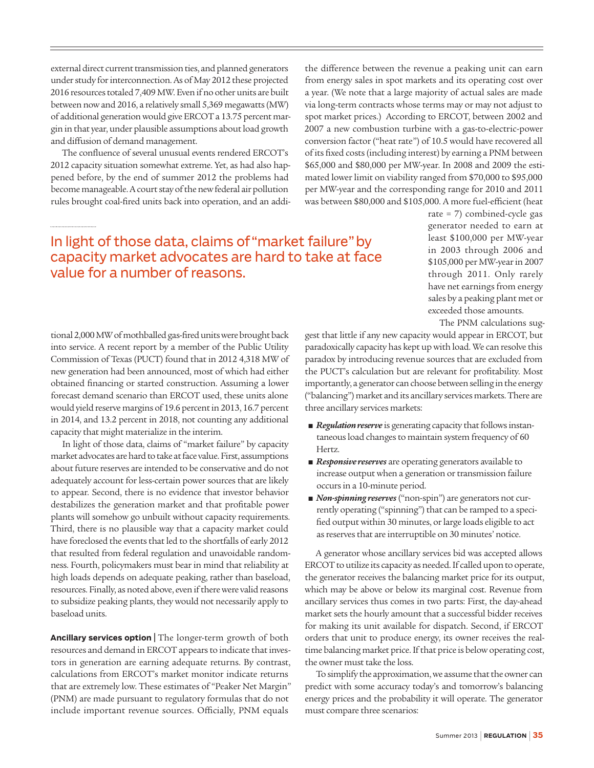external direct current transmission ties, and planned generators under study for interconnection. As of May 2012 these projected 2016 resources totaled 7,409 MW. Even if no other units are built between now and 2016, a relatively small 5,369 megawatts (MW) of additional generation would give ERCOT a 13.75 percent margin in that year, under plausible assumptions about load growth and diffusion of demand management.

The confluence of several unusual events rendered ERCOT's 2012 capacity situation somewhat extreme. Yet, as had also happened before, by the end of summer 2012 the problems had become manageable. A court stay of the new federal air pollution rules brought coal-fired units back into operation, and an additional 2,000 MW of mothballed gas-fired units were brought back into service. A recent report by a member of the Public Utility Commission of Texas (PUCT) found that in 2012 4,318 MW of new generation had been announced, most of which had either obtained financing or started construction. Assuming a lower forecast demand scenario than ERCOT used, these units alone would yield reserve margins of 19.6 percent in 2013, 16.7 percent in 2014, and 13.2 percent in 2018, not counting any additional capacity that might materialize in the interim.

In light of those data, claims of "market failure" by capacity market advocates are hard to take at face value. First, assumptions about future reserves are intended to be conservative and do not adequately account for less-certain power sources that are likely to appear. Second, there is no evidence that investor behavior destabilizes the generation market and that profitable power plants will somehow go unbuilt without capacity requirements. Third, there is no plausible way that a capacity market could have foreclosed the events that led to the shortfalls of early 2012 that resulted from federal regulation and unavoidable randomness. Fourth, policymakers must bear in mind that reliability at high loads depends on adequate peaking, rather than baseload, resources. Finally, as noted above, even if there were valid reasons to subsidize peaking plants, they would not necessarily apply to baseload units.

**Ancillary services option |** The longer-term growth of both resources and demand in ERCOT appears to indicate that investors in generation are earning adequate returns. By contrast, calculations from ERCOT's market monitor indicate returns that are extremely low. These estimates of "Peaker Net Margin" (PNM) are made pursuant to regulatory formulas that do not include important revenue sources. Officially, PNM equals the difference between the revenue a peaking unit can earn from energy sales in spot markets and its operating cost over a year. (We note that a large majority of actual sales are made via long-term contracts whose terms may or may not adjust to spot market prices.) According to ERCOT, between 2002 and 2007 a new combustion turbine with a gas-to-electric-power conversion factor ("heat rate") of 10.5 would have recovered all of its fixed costs (including interest) by earning a PNM between \$65,000 and \$80,000 per MW-year. In 2008 and 2009 the estimated lower limit on viability ranged from \$70,000 to \$95,000 per MW-year and the corresponding range for 2010 and 2011 was between \$80,000 and \$105,000. A more fuel-efficient (heat rate = 7) combined-cycle gas generator needed to earn at least \$100,000 per MW-year in 2003 through 2006 and \$105,000 per MW-year in 2007 through 2011. Only rarely have net earnings from energy sales by a peaking plant met or exceeded those amounts.

The PNM calculations suggest that little if any new capacity would appear in ERCOT, but paradoxically capacity has kept up with load. We can resolve this paradox by introducing revenue sources that are excluded from the PUCT's calculation but are relevant for profitability. Most importantly, a generator can choose between selling in the energy ("balancing") market and its ancillary services markets. There are three ancillary services markets:

- ***Regulation reserve*** is generating capacity that follows instantaneous load changes to maintain system frequency of 60 Hertz.
- ***Responsive reserves*** are operating generators available to increase output when a generation or transmission failure occurs in a 10-minute period.
- ***Non-spinning reserves*** ("non-spin") are generators not currently operating ("spinning") that can be ramped to a specified output within 30 minutes, or large loads eligible to act as reserves that are interruptible on 30 minutes' notice.

A generator whose ancillary services bid was accepted allows ERCOT to utilize its capacity as needed. If called upon to operate, the generator receives the balancing market price for its output, which may be above or below its marginal cost. Revenue from ancillary services thus comes in two parts: First, the day-ahead market sets the hourly amount that a successful bidder receives for making its unit available for dispatch. Second, if ERCOT orders that unit to produce energy, its owner receives the real-time balancing market price. If that price is below operating cost, the owner must take the loss.

To simplify the approximation, we assume that the owner can predict with some accuracy today's and tomorrow's balancing energy prices and the probability it will operate. The generator must compare three scenarios: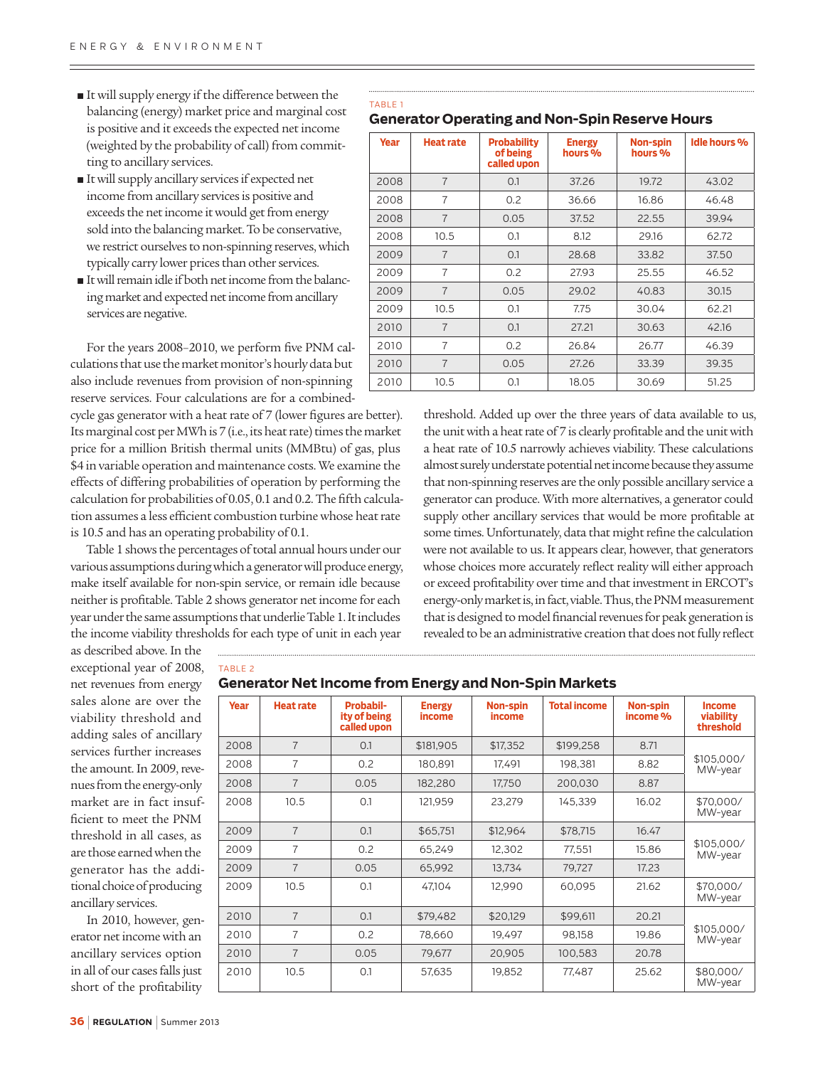- It will supply energy if the difference between the balancing (energy) market price and marginal cost is positive and it exceeds the expected net income (weighted by the probability of call) from committing to ancillary services.
- It will supply ancillary services if expected net income from ancillary services is positive and exceeds the net income it would get from energy sold into the balancing market. To be conservative, we restrict ourselves to non-spinning reserves, which typically carry lower prices than other services.
- It will remain idle if both net income from the balancing market and expected net income from ancillary services are negative.

For the years 2008–2010, we perform five PNM calculations that use the market monitor's hourly data but also include revenues from provision of non-spinning reserve services. Four calculations are for a combined-cycle gas generator with a heat rate of 7 (lower figures are better). Its marginal cost per MWh is 7 (i.e., its heat rate) times the market price for a million British thermal units (MMBtu) of gas, plus $4 in variable operation and maintenance costs. We examine the effects of differing probabilities of operation by performing the calculation for probabilities of 0.05, 0.1 and 0.2. The fifth calculation assumes a less efficient combustion turbine whose heat rate is 10.5 and has an operating probability of 0.1.

Table 1 shows the percentages of total annual hours under our various assumptions during which a generator will produce energy, make itself available for non-spin service, or remain idle because neither is profitable. Table 2 shows generator net income for each year under the same assumptions that underlie Table 1. It includes the income viability thresholds for each type of unit in each year as described above. In the exceptional year of 2008, net revenues from energy sales alone are over the viability threshold and adding sales of ancillary services further increases the amount. In 2009, revenues from the energy-only market are in fact insufficient to meet the PNM threshold in all cases, as are those earned when the generator has the additional choice of producing ancillary services.

In 2010, however, generator net income with an ancillary services option in all of our cases falls just short of the profitability threshold. Added up over the three years of data available to us, the unit with a heat rate of 7 is clearly profitable and the unit with a heat rate of 10.5 narrowly achieves viability. These calculations almost surely understate potential net income because they assume that non-spinning reserves are the only possible ancillary service a generator can produce. With more alternatives, a generator could supply other ancillary services that would be more profitable at some times. Unfortunately, data that might refine the calculation were not available to us. It appears clear, however, that generators whose choices more accurately reflect reality will either approach or exceed profitability over time and that investment in ERCOT's energy-only market is, in fact, viable. Thus, the PNM measurement that is designed to model financial revenues for peak generation is revealed to be an administrative creation that does not fully reflect

TABLE 1

**Generator Operating and Non-Spin Reserve Hours**

| Year | Heat rate | Probability of being called upon | Energy hours % | Non-spin hours % | Idle hours % |
|---|---|---|---|---|---|
| 2008 | 7 | 0.1 | 37.26 | 19.72 | 43.02 |
| 2008 | 7 | 0.2 | 36.66 | 16.86 | 46.48 |
| 2008 | 7 | 0.05 | 37.52 | 22.55 | 39.94 |
| 2008 | 10.5 | 0.1 | 8.12 | 29.16 | 62.72 |
| 2009 | 7 | 0.1 | 28.68 | 33.82 | 37.50 |
| 2009 | 7 | 0.2 | 27.93 | 25.55 | 46.52 |
| 2009 | 7 | 0.05 | 29.02 | 40.83 | 30.15 |
| 2009 | 10.5 | 0.1 | 7.75 | 30.04 | 62.21 |
| 2010 | 7 | 0.1 | 27.21 | 30.63 | 42.16 |
| 2010 | 7 | 0.2 | 26.84 | 26.77 | 46.39 |
| 2010 | 7 | 0.05 | 27.26 | 33.39 | 39.35 |
| 2010 | 10.5 | 0.1 | 18.05 | 30.69 | 51.25 |

TABLE 2

**Generator Net Income from Energy and Non-Spin Markets**

| Year | Heat rate | Probability of being called upon | Energy income | Non-spin income | Total income | Non-spin income % | Income viability threshold |
|---|---|---|---|---|---|---|---|
| 2008 | 7 | 0.1 | $181,905 | $17,352 | $199,258 | 8.71 | $105,000/MW-year |
| 2008 | 7 | 0.2 | 180,891 | 17,491 | 198,381 | 8.82 | |
| 2008 | 7 | 0.05 | 182,280 | 17,750 | 200,030 | 8.87 | |
| 2008 | 10.5 | 0.1 | 121,959 | 23,279 | 145,339 | 16.02 | $70,000/MW-year |
| 2009 | 7 | 0.1 | $65,751 | $12,964 | $78,715 | 16.47 | $105,000/MW-year |
| 2009 | 7 | 0.2 | 65,249 | 12,302 | 77,551 | 15.86 | |
| 2009 | 7 | 0.05 | 65,992 | 13,734 | 79,727 | 17.23 | |
| 2009 | 10.5 | 0.1 | 47,104 | 12,990 | 60,095 | 21.62 | $70,000/MW-year |
| 2010 | 7 | 0.1 | $79,482 | $20,129 | $99,611 | 20.21 | $105,000/MW-year |
| 2010 | 7 | 0.2 | 78,660 | 19,497 | 98,158 | 19.86 | |
| 2010 | 7 | 0.05 | 79,677 | 20,905 | 100,583 | 20.78 | |
| 2010 | 10.5 | 0.1 | 57,635 | 19,852 | 77,487 | 25.62 | $80,000/MW-year |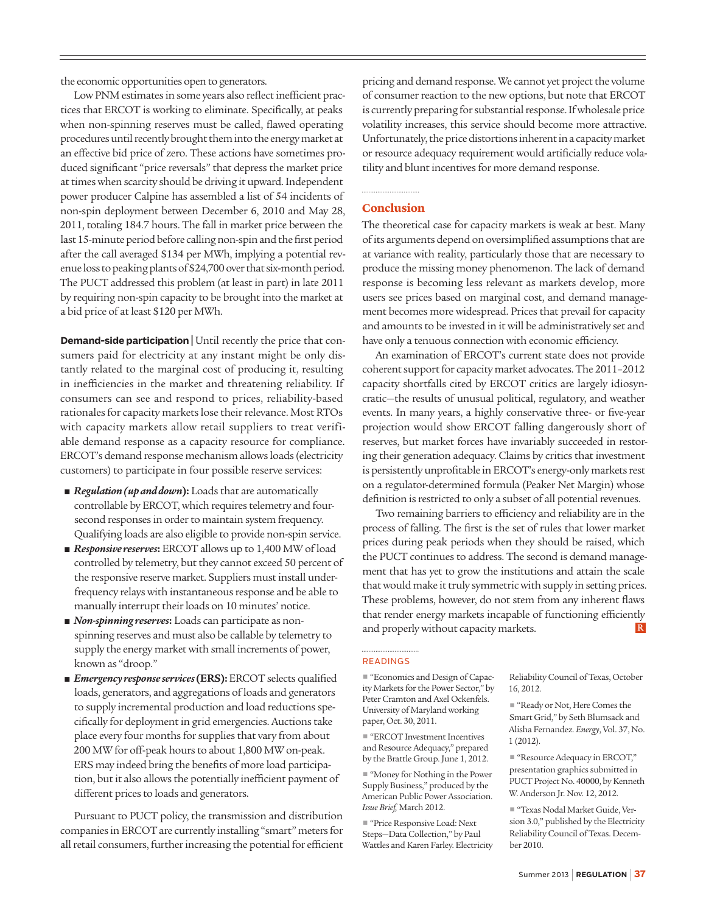the economic opportunities open to generators.

Low PNM estimates in some years also reflect inefficient practices that ERCOT is working to eliminate. Specifically, at peaks when non-spinning reserves must be called, flawed operating procedures until recently brought them into the energy market at an effective bid price of zero. These actions have sometimes produced significant "price reversals" that depress the market price at times when scarcity should be driving it upward. Independent power producer Calpine has assembled a list of 54 incidents of non-spin deployment between December 6, 2010 and May 28, 2011, totaling 184.7 hours. The fall in market price between the last 15-minute period before calling non-spin and the first period after the call averaged $134 per MWh, implying a potential revenue loss to peaking plants of $24,700 over that six-month period. The PUCT addressed this problem (at least in part) in late 2011 by requiring non-spin capacity to be brought into the market at a bid price of at least $120 per MWh.

**Demand-side participation** | Until recently the price that consumers paid for electricity at any instant might be only distantly related to the marginal cost of producing it, resulting in inefficiencies in the market and threatening reliability. If consumers can see and respond to prices, reliability-based rationales for capacity markets lose their relevance. Most RTOs with capacity markets allow retail suppliers to treat verifiable demand response as a capacity resource for compliance. ERCOT's demand response mechanism allows loads (electricity customers) to participate in four possible reserve services:

- ***Regulation (up and down)*:** Loads that are automatically controllable by ERCOT, which requires telemetry and four-second responses in order to maintain system frequency. Qualifying loads are also eligible to provide non-spin service.
- ***Responsive reserves*:** ERCOT allows up to 1,400 MW of load controlled by telemetry, but they cannot exceed 50 percent of the responsive reserve market. Suppliers must install under-frequency relays with instantaneous response and be able to manually interrupt their loads on 10 minutes' notice.
- ***Non-spinning reserves*:** Loads can participate as non-spinning reserves and must also be callable by telemetry to supply the energy market with small increments of power, known as "droop."
- ***Emergency response services* (ERS):** ERCOT selects qualified loads, generators, and aggregations of loads and generators to supply incremental production and load reductions specifically for deployment in grid emergencies. Auctions take place every four months for supplies that vary from about 200 MW for off-peak hours to about 1,800 MW on-peak. ERS may indeed bring the benefits of more load participation, but it also allows the potentially inefficient payment of different prices to loads and generators.

Pursuant to PUCT policy, the transmission and distribution companies in ERCOT are currently installing "smart" meters for all retail consumers, further increasing the potential for efficient pricing and demand response. We cannot yet project the volume of consumer reaction to the new options, but note that ERCOT is currently preparing for substantial response. If wholesale price volatility increases, this service should become more attractive. Unfortunately, the price distortions inherent in a capacity market or resource adequacy requirement would artificially reduce volatility and blunt incentives for more demand response.

## Conclusion

The theoretical case for capacity markets is weak at best. Many of its arguments depend on oversimplified assumptions that are at variance with reality, particularly those that are necessary to produce the missing money phenomenon. The lack of demand response is becoming less relevant as markets develop, more users see prices based on marginal cost, and demand management becomes more widespread. Prices that prevail for capacity and amounts to be invested in it will be administratively set and have only a tenuous connection with economic efficiency.

An examination of ERCOT's current state does not provide coherent support for capacity market advocates. The 2011–2012 capacity shortfalls cited by ERCOT critics are largely idiosyncratic—the results of unusual political, regulatory, and weather events. In many years, a highly conservative three- or five-year projection would show ERCOT falling dangerously short of reserves, but market forces have invariably succeeded in restoring their generation adequacy. Claims by critics that investment is persistently unprofitable in ERCOT's energy-only markets rest on a regulator-determined formula (Peaker Net Margin) whose definition is restricted to only a subset of all potential revenues.

Two remaining barriers to efficiency and reliability are in the process of falling. The first is the set of rules that lower market prices during peak periods when they should be raised, which the PUCT continues to address. The second is demand management that has yet to grow the institutions and attain the scale that would make it truly symmetric with supply in setting prices. These problems, however, do not stem from any inherent flaws that render energy markets incapable of functioning efficiently and properly without capacity markets.

### READINGS

- "Economics and Design of Capacity Markets for the Power Sector," by Peter Cramton and Axel Ockenfels. University of Maryland working paper, Oct. 30, 2011.
- "ERCOT Investment Incentives and Resource Adequacy," prepared by the Brattle Group. June 1, 2012.
- "Money for Nothing in the Power Supply Business," produced by the American Public Power Association. *Issue Brief,* March 2012.
- "Price Responsive Load: Next Steps—Data Collection," by Paul Wattles and Karen Farley. Electricity Reliability Council of Texas, October 16, 2012.
- "Ready or Not, Here Comes the Smart Grid," by Seth Blumsack and Alisha Fernandez. *Energy*, Vol. 37, No. 1 (2012).
- "Resource Adequacy in ERCOT," presentation graphics submitted in PUCT Project No. 40000, by Kenneth W. Anderson Jr. Nov. 12, 2012.
- "Texas Nodal Market Guide, Version 3.0," published by the Electricity Reliability Council of Texas. December 2010.